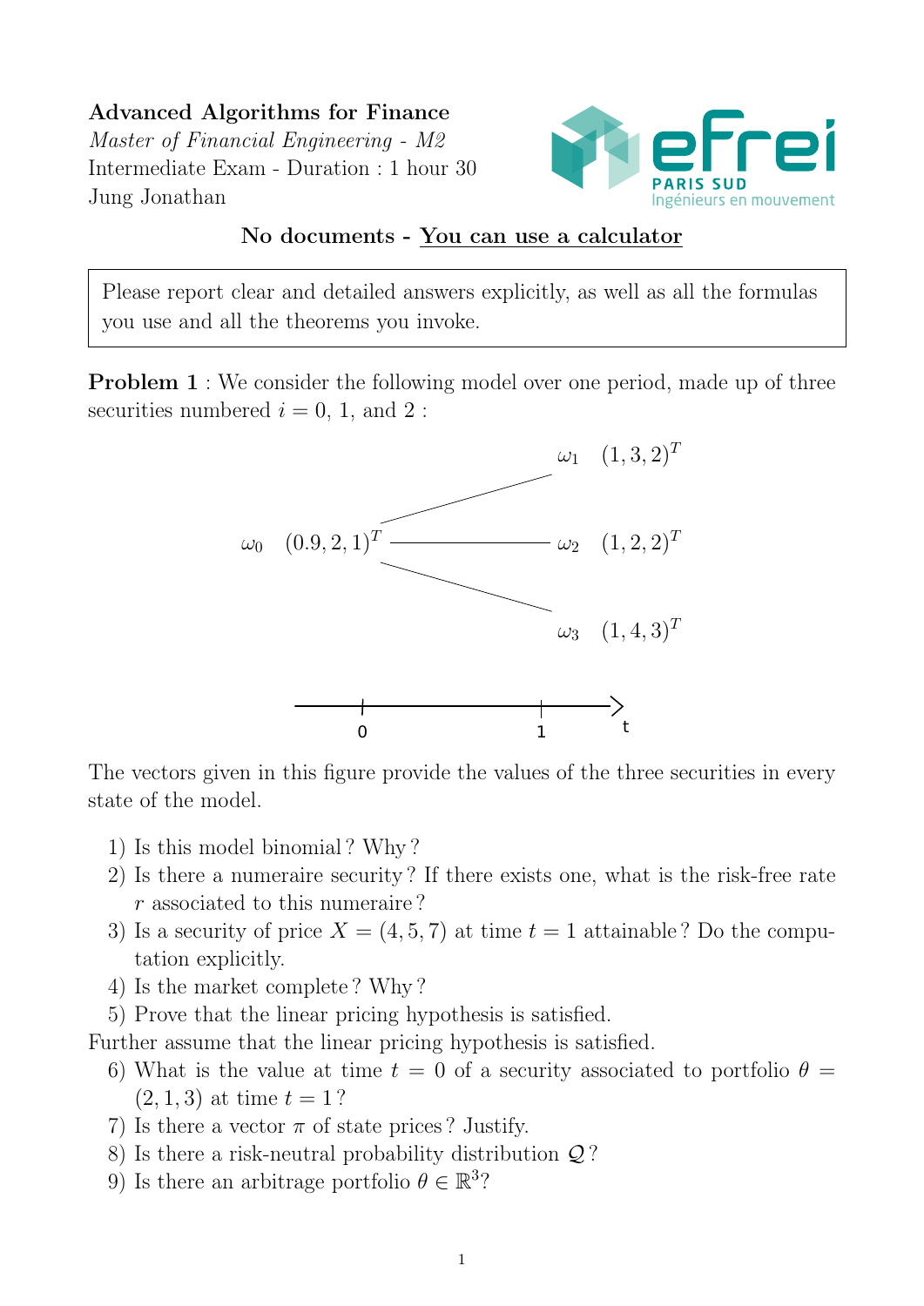**Advanced Algorithms for Finance**

*Master of Financial Engineering - M2*

Intermediate Exam - Duration : 1 hour 30

Jung Jonathan

**No documents - You can use a calculator**

> Please report clear and detailed answers explicitly, as well as all the formulas you use and all the theorems you invoke.

**Problem 1** : We consider the following model over one period, made up of three securities numbered $i = 0$, 1, and 2 :

$\omega_0 \quad (0.9, 2, 1)^T$

$\omega_1 \quad (1, 3, 2)^T$

$\omega_2 \quad (1, 2, 2)^T$

$\omega_3 \quad (1, 4, 3)^T$

Time axis: $t = 0$ (state $\omega_0$) to $t = 1$ (states $\omega_1$, $\omega_2$, $\omega_3$).

The vectors given in this figure provide the values of the three securities in every state of the model.

1) Is this model binomial ? Why ?
2) Is there a numeraire security ? If there exists one, what is the risk-free rate $r$ associated to this numeraire ?
3) Is a security of price $X = (4, 5, 7)$ at time $t = 1$ attainable ? Do the computation explicitly.
4) Is the market complete ? Why ?
5) Prove that the linear pricing hypothesis is satisfied.

Further assume that the linear pricing hypothesis is satisfied.

6) What is the value at time $t = 0$ of a security associated to portfolio $\theta = (2, 1, 3)$ at time $t = 1$ ?
7) Is there a vector $\pi$ of state prices ? Justify.
8) Is there a risk-neutral probability distribution $\mathcal{Q}$ ?
9) Is there an arbitrage portfolio $\theta \in \mathbb{R}^3$?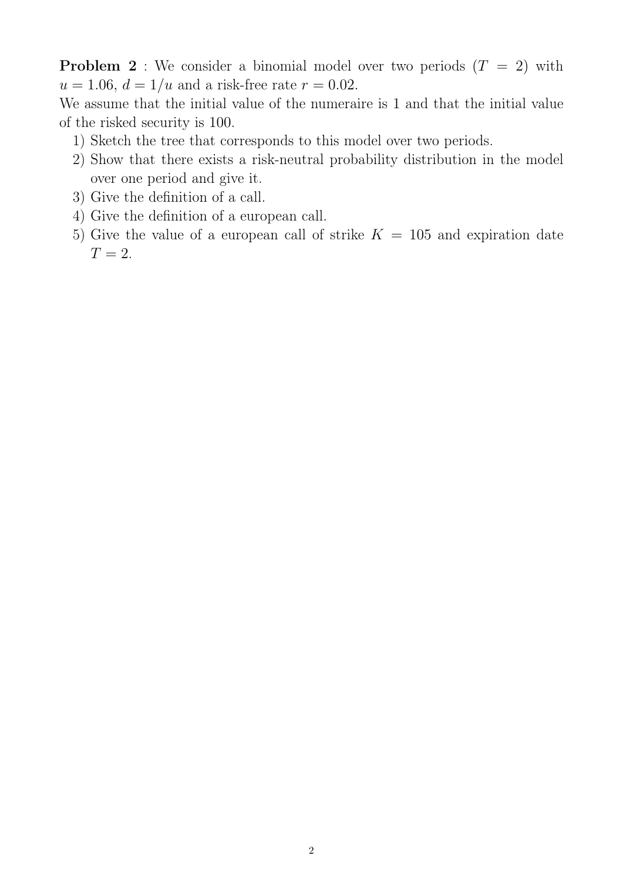**Problem 2** : We consider a binomial model over two periods ($T = 2$) with $u = 1.06$, $d = 1/u$ and a risk-free rate $r = 0.02$.

We assume that the initial value of the numeraire is 1 and that the initial value of the risked security is 100.

1) Sketch the tree that corresponds to this model over two periods.
2) Show that there exists a risk-neutral probability distribution in the model over one period and give it.
3) Give the definition of a call.
4) Give the definition of a european call.
5) Give the value of a european call of strike $K = 105$ and expiration date $T = 2$.